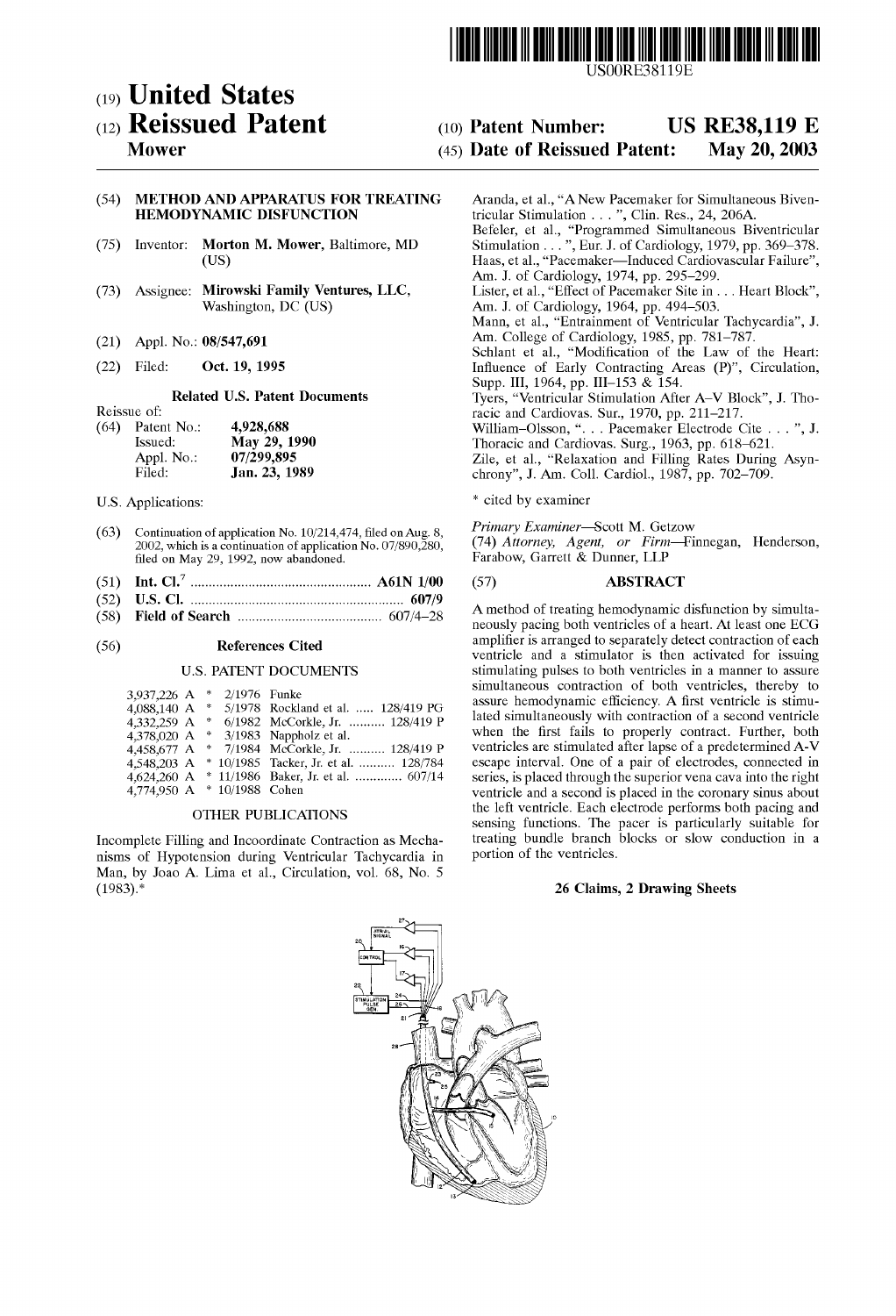US00RE38119E

# (19) United States

# (12) Reissued Patent

**Mower**

(10) **Patent Number: US RE38,119 E**

(45) **Date of Reissued Patent: May 20, 2003**

(54) **METHOD AND APPARATUS FOR TREATING HEMODYNAMIC DISFUNCTION**

(75) Inventor: **Morton M. Mower**, Baltimore, MD (US)

(73) Assignee: **Mirowski Family Ventures, LLC**, Washington, DC (US)

(21) Appl. No.: **08/547,691**

(22) Filed: **Oct. 19, 1995**

### Related U.S. Patent Documents

Reissue of:

(64) Patent No.: **4,928,688**
Issued: **May 29, 1990**
Appl. No.: **07/299,895**
Filed: **Jan. 23, 1989**

U.S. Applications:

(63) Continuation of application No. 10/214,474, filed on Aug. 8, 2002, which is a continuation of application No. 07/890,280, filed on May 29, 1992, now abandoned.

(51) **Int. Cl.**[7] .................................................. **A61N 1/00**

(52) **U.S. Cl.** ............................................................ **607/9**

(58) **Field of Search** ........................................ 607/4–28

(56) **References Cited**

U.S. PATENT DOCUMENTS

| | | | |
|---|---|---|---|
| 3,937,226 A | * 2/1976 | Funke | |
| 4,088,140 A | * 5/1978 | Rockland et al. | 128/419 PG |
| 4,332,259 A | * 6/1982 | McCorkle, Jr. | 128/419 P |
| 4,378,020 A | * 3/1983 | Nappholz et al. | |
| 4,458,677 A | * 7/1984 | McCorkle, Jr. | 128/419 P |
| 4,548,203 A | * 10/1985 | Tacker, Jr. et al. | 128/784 |
| 4,624,260 A | * 11/1986 | Baker, Jr. et al. | 607/14 |
| 4,774,950 A | * 10/1988 | Cohen | |

OTHER PUBLICATIONS

Incomplete Filling and Incoordinate Contraction as Mechanisms of Hypotension during Ventricular Tachycardia in Man, by Joao A. Lima et al., Circulation, vol. 68, No. 5 (1983).*

Aranda, et al., "A New Pacemaker for Simultaneous Biventricular Stimulation . . . ", Clin. Res., 24, 206A.

Befeler, et al., "Programmed Simultaneous Biventricular Stimulation . . . ", Eur. J. of Cardiology, 1979, pp. 369–378.

Haas, et al., "Pacemaker—Induced Cardiovascular Failure", Am. J. of Cardiology, 1974, pp. 295–299.

Lister, et al., "Effect of Pacemaker Site in . . . Heart Block", Am. J. of Cardiology, 1964, pp. 494–503.

Mann, et al., "Entrainment of Ventricular Tachycardia", J. Am. College of Cardiology, 1985, pp. 781–787.

Schlant et al., "Modification of the Law of the Heart: Influence of Early Contracting Areas (P)", Circulation, Supp. III, 1964, pp. III–153 & 154.

Tyers, "Ventricular Stimulation After A–V Block", J. Thoracic and Cardiovas. Sur., 1970, pp. 211–217.

William–Olsson, ". . . Pacemaker Electrode Cite . . . ", J. Thoracic and Cardiovas. Surg., 1963, pp. 618–621.

Zile, et al., "Relaxation and Filling Rates During Asynchrony", J. Am. Coll. Cardiol., 1987, pp. 702–709.

\* cited by examiner

*Primary Examiner*—Scott M. Getzow
(74) *Attorney, Agent, or Firm*—Finnegan, Henderson, Farabow, Garrett & Dunner, LLP

(57) **ABSTRACT**

A method of treating hemodynamic disfunction by simultaneously pacing both ventricles of a heart. At least one ECG amplifier is arranged to separately detect contraction of each ventricle and a stimulator is then activated for issuing stimulating pulses to both ventricles in a manner to assure simultaneous contraction of both ventricles, thereby to assure hemodynamic efficiency. A first ventricle is stimulated simultaneously with contraction of a second ventricle when the first fails to properly contract. Further, both ventricles are stimulated after lapse of a predetermined A-V escape interval. One of a pair of electrodes, connected in series, is placed through the superior vena cava into the right ventricle and a second is placed in the coronary sinus about the left ventricle. Each electrode performs both pacing and sensing functions. The pacer is particularly suitable for treating bundle branch blocks or slow conduction in a portion of the ventricles.

**26 Claims, 2 Drawing Sheets**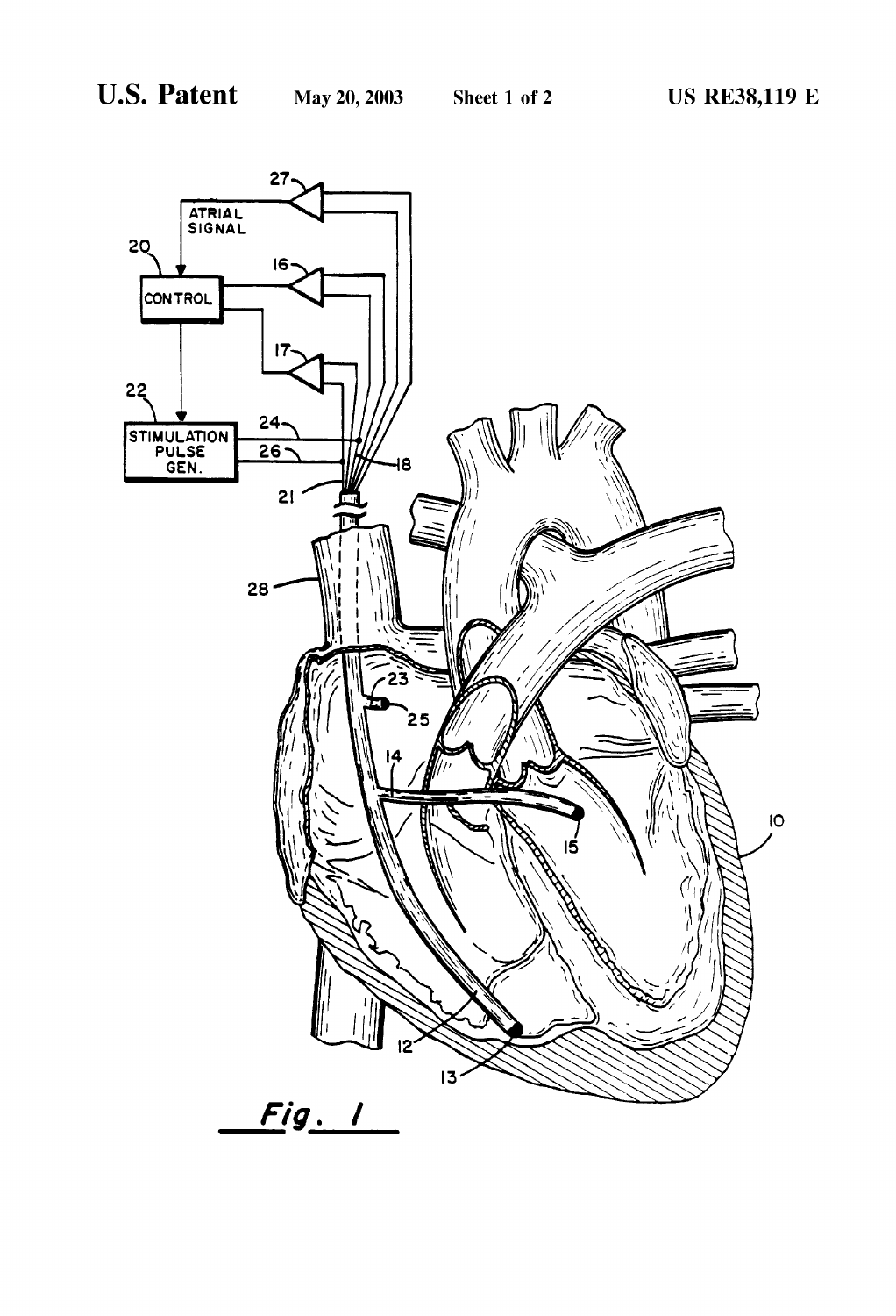Fig. 1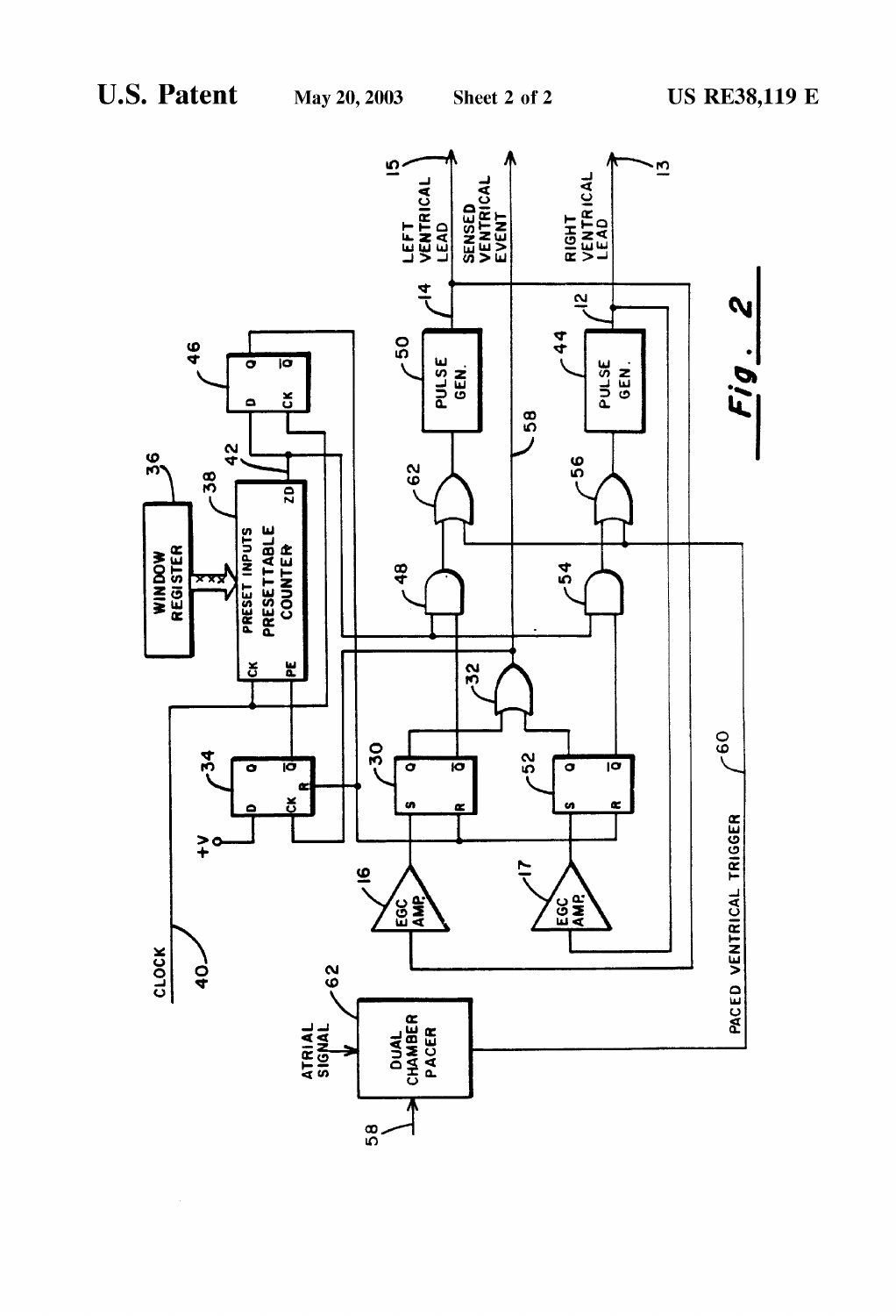Fig. 2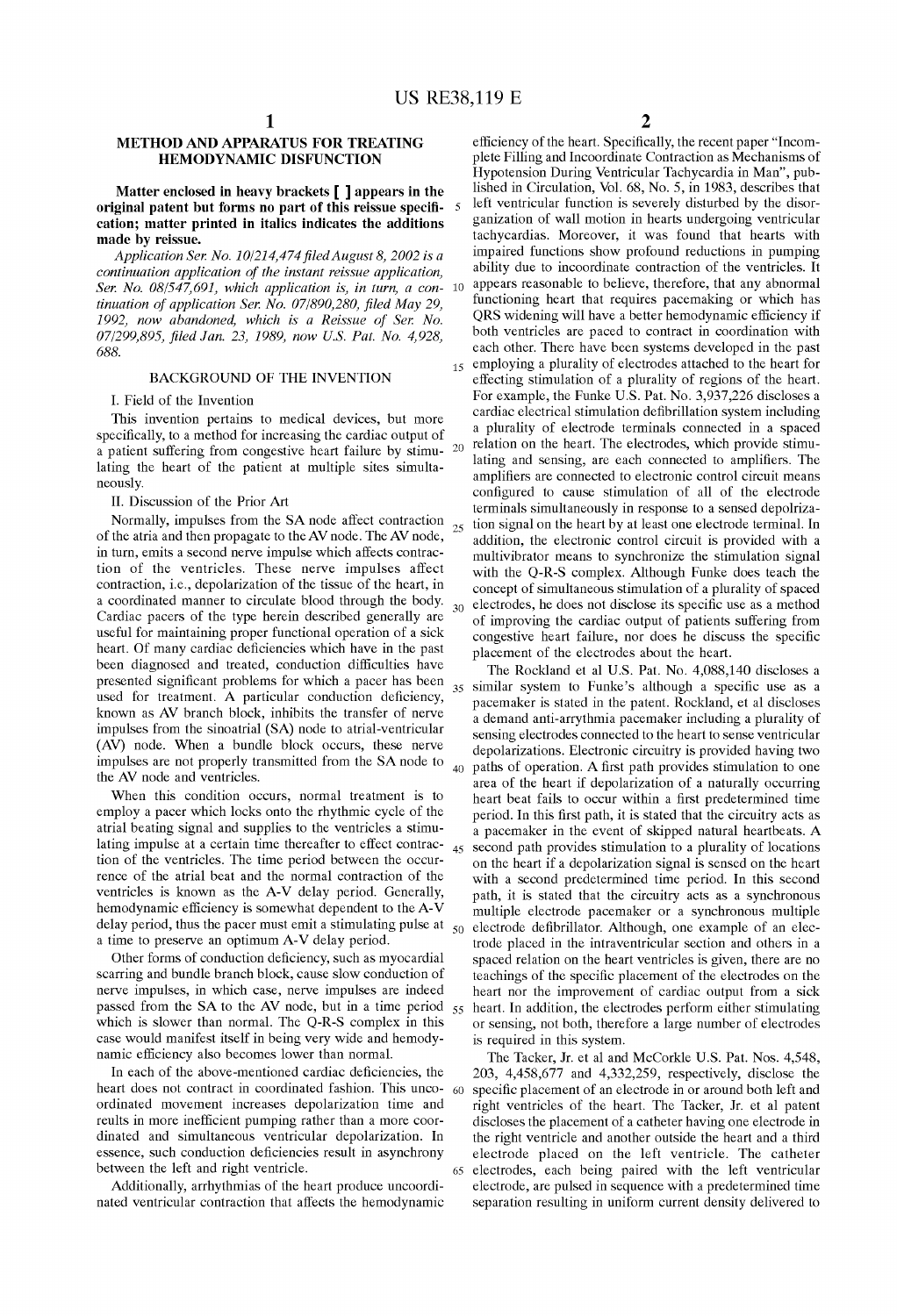# METHOD AND APPARATUS FOR TREATING HEMODYNAMIC DISFUNCTION

**Matter enclosed in heavy brackets [ ] appears in the original patent but forms no part of this reissue specification; matter printed in italics indicates the additions made by reissue.**

*Application Ser. No. 10/214,474 filed August 8, 2002 is a continuation application of the instant reissue application, Ser. No. 08/547,691, which application is, in turn, a continuation of application Ser. No. 07/890,280, filed May 29, 1992, now abandoned, which is a Reissue of Ser. No. 07/299,895, filed Jan. 23, 1989, now U.S. Pat. No. 4,928, 688.*

## BACKGROUND OF THE INVENTION

### I. Field of the Invention

This invention pertains to medical devices, but more specifically, to a method for increasing the cardiac output of a patient suffering from congestive heart failure by stimulating the heart of the patient at multiple sites simultaneously.

### II. Discussion of the Prior Art

Normally, impulses from the SA node affect contraction of the atria and then propagate to the AV node. The AV node, in turn, emits a second nerve impulse which affects contraction of the ventricles. These nerve impulses affect contraction, i.e., depolarization of the tissue of the heart, in a coordinated manner to circulate blood through the body. Cardiac pacers of the type herein described generally are useful for maintaining proper functional operation of a sick heart. Of many cardiac deficiencies which have in the past been diagnosed and treated, conduction difficulties have presented significant problems for which a pacer has been used for treatment. A particular conduction deficiency, known as AV branch block, inhibits the transfer of nerve impulses from the sinoatrial (SA) node to atrial-ventricular (AV) node. When a bundle block occurs, these nerve impulses are not properly transmitted from the SA node to the AV node and ventricles.

When this condition occurs, normal treatment is to employ a pacer which locks onto the rhythmic cycle of the atrial beating signal and supplies to the ventricles a stimulating impulse at a certain time thereafter to effect contraction of the ventricles. The time period between the occurrence of the atrial beat and the normal contraction of the ventricles is known as the A-V delay period. Generally, hemodynamic efficiency is somewhat dependent to the A-V delay period, thus the pacer must emit a stimulating pulse at a time to preserve an optimum A-V delay period.

Other forms of conduction deficiency, such as myocardial scarring and bundle branch block, cause slow conduction of nerve impulses, in which case, nerve impulses are indeed passed from the SA to the AV node, but in a time period which is slower than normal. The Q-R-S complex in this case would manifest itself in being very wide and hemodynamic efficiency also becomes lower than normal.

In each of the above-mentioned cardiac deficiencies, the heart does not contract in coordinated fashion. This uncoordinated movement increases depolarization time and reults in more inefficient pumping rather than a more coordinated and simultaneous ventricular depolarization. In essence, such conduction deficiencies result in asynchrony between the left and right ventricle.

Additionally, arrhythmias of the heart produce uncoordinated ventricular contraction that affects the hemodynamic efficiency of the heart. Specifically, the recent paper "Incomplete Filling and Incoordinate Contraction as Mechanisms of Hypotension During Ventricular Tachycardia in Man", published in Circulation, Vol. 68, No. 5, in 1983, describes that left ventricular function is severely disturbed by the disorganization of wall motion in hearts undergoing ventricular tachycardias. Moreover, it was found that hearts with impaired functions show profound reductions in pumping ability due to incoordinate contraction of the ventricles. It appears reasonable to believe, therefore, that any abnormal functioning heart that requires pacemaking or which has QRS widening will have a better hemodynamic efficiency if both ventricles are paced to contract in coordination with each other. There have been systems developed in the past employing a plurality of electrodes attached to the heart for effecting stimulation of a plurality of regions of the heart. For example, the Funke U.S. Pat. No. 3,937,226 discloses a cardiac electrical stimulation defibrillation system including a plurality of electrode terminals connected in a spaced relation on the heart. The electrodes, which provide stimulating and sensing, are each connected to amplifiers. The amplifiers are connected to electronic control circuit means configured to cause stimulation of all of the electrode terminals simultaneously in response to a sensed depolrization signal on the heart by at least one electrode terminal. In addition, the electronic control circuit is provided with a multivibrator means to synchronize the stimulation signal with the Q-R-S complex. Although Funke does teach the concept of simultaneous stimulation of a plurality of spaced electrodes, he does not disclose its specific use as a method of improving the cardiac output of patients suffering from congestive heart failure, nor does he discuss the specific placement of the electrodes about the heart.

The Rockland et al U.S. Pat. No. 4,088,140 discloses a similar system to Funke's although a specific use as a pacemaker is stated in the patent. Rockland, et al discloses a demand anti-arrythmia pacemaker including a plurality of sensing electrodes connected to the heart to sense ventricular depolarizations. Electronic circuitry is provided having two paths of operation. A first path provides stimulation to one area of the heart if depolarization of a naturally occurring heart beat fails to occur within a first predetermined time period. In this first path, it is stated that the circuitry acts as a pacemaker in the event of skipped natural heartbeats. A second path provides stimulation to a plurality of locations on the heart if a depolarization signal is sensed on the heart with a second predetermined time period. In this second path, it is stated that the circuitry acts as a synchronous multiple electrode pacemaker or a synchronous multiple electrode defibrillator. Although, one example of an electrode placed in the intraventricular section and others in a spaced relation on the heart ventricles is given, there are no teachings of the specific placement of the electrodes on the heart nor the improvement of cardiac output from a sick heart. In addition, the electrodes perform either stimulating or sensing, not both, therefore a large number of electrodes is required in this system.

The Tacker, Jr. et al and McCorkle U.S. Pat. Nos. 4,548, 203, 4,458,677 and 4,332,259, respectively, disclose the specific placement of an electrode in or around both left and right ventricles of the heart. The Tacker, Jr. et al patent discloses the placement of a catheter having one electrode in the right ventricle and another outside the heart and a third electrode placed on the left ventricle. The catheter electrodes, each being paired with the left ventricular electrode, are pulsed in sequence with a predetermined time separation resulting in uniform current density delivered to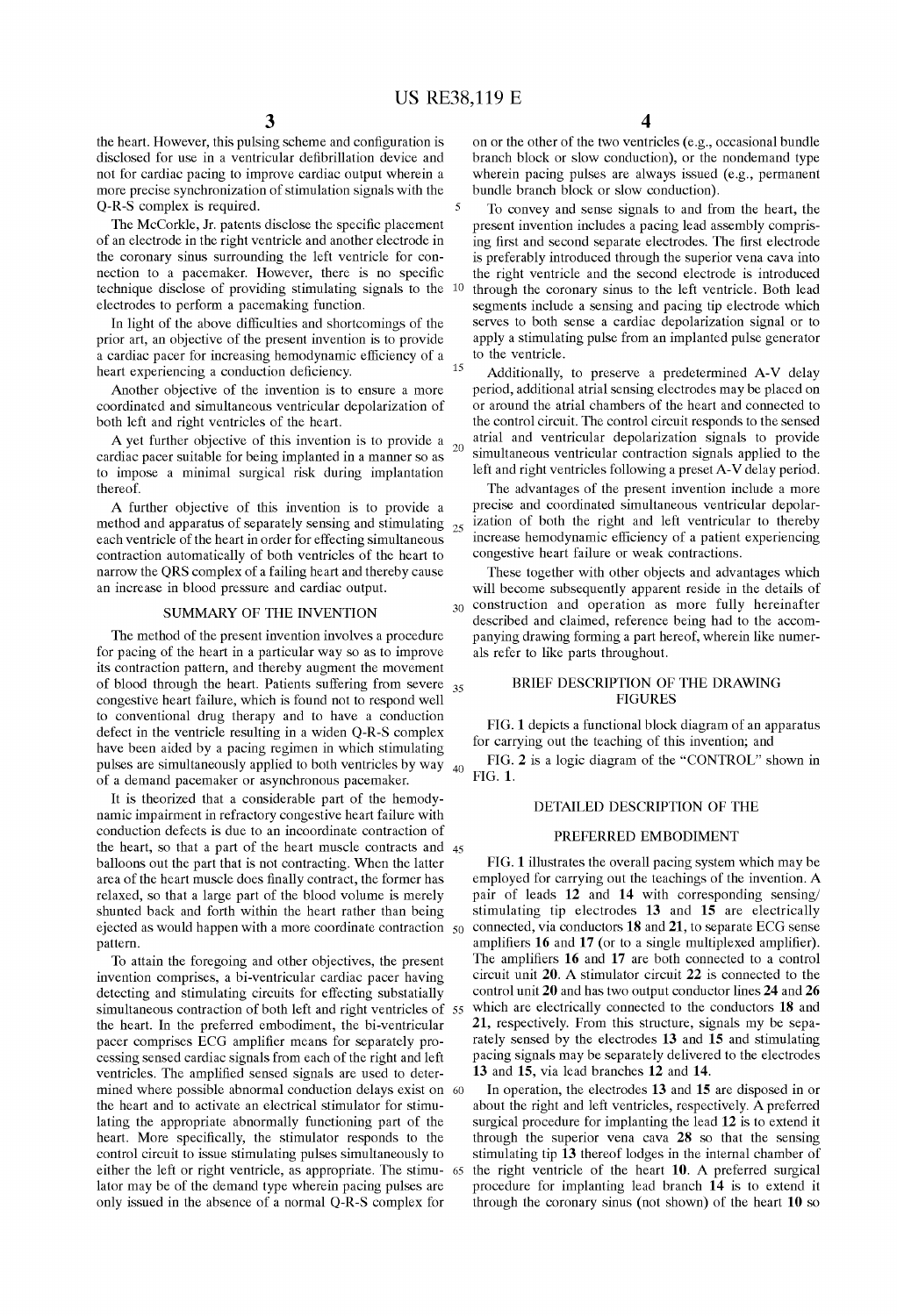the heart. However, this pulsing scheme and configuration is disclosed for use in a ventricular defibrillation device and not for cardiac pacing to improve cardiac output wherein a more precise synchronization of stimulation signals with the Q-R-S complex is required.

The McCorkle, Jr. patents disclose the specific placement of an electrode in the right ventricle and another electrode in the coronary sinus surrounding the left ventricle for connection to a pacemaker. However, there is no specific technique disclose of providing stimulating signals to the electrodes to perform a pacemaking function.

In light of the above difficulties and shortcomings of the prior art, an objective of the present invention is to provide a cardiac pacer for increasing hemodynamic efficiency of a heart experiencing a conduction deficiency.

Another objective of the invention is to ensure a more coordinated and simultaneous ventricular depolarization of both left and right ventricles of the heart.

A yet further objective of this invention is to provide a cardiac pacer suitable for being implanted in a manner so as to impose a minimal surgical risk during implantation thereof.

A further objective of this invention is to provide a method and apparatus of separately sensing and stimulating each ventricle of the heart in order for effecting simultaneous contraction automatically of both ventricles of the heart to narrow the QRS complex of a failing heart and thereby cause an increase in blood pressure and cardiac output.

## SUMMARY OF THE INVENTION

The method of the present invention involves a procedure for pacing of the heart in a particular way so as to improve its contraction pattern, and thereby augment the movement of blood through the heart. Patients suffering from severe congestive heart failure, which is found not to respond well to conventional drug therapy and to have a conduction defect in the ventricle resulting in a widen Q-R-S complex have been aided by a pacing regimen in which stimulating pulses are simultaneously applied to both ventricles by way of a demand pacemaker or asynchronous pacemaker.

It is theorized that a considerable part of the hemodynamic impairment in refractory congestive heart failure with conduction defects is due to an incoordinate contraction of the heart, so that a part of the heart muscle contracts and balloons out the part that is not contracting. When the latter area of the heart muscle does finally contract, the former has relaxed, so that a large part of the blood volume is merely shunted back and forth within the heart rather than being ejected as would happen with a more coordinate contraction pattern.

To attain the foregoing and other objectives, the present invention comprises, a bi-ventricular cardiac pacer having detecting and stimulating circuits for effecting substantially simultaneous contraction of both left and right ventricles of the heart. In the preferred embodiment, the bi-ventricular pacer comprises ECG amplifier means for separately processing sensed cardiac signals from each of the right and left ventricles. The amplified sensed signals are used to determined where possible abnormal conduction delays exist on the heart and to activate an electrical stimulator for stimulating the appropriate abnormally functioning part of the heart. More specifically, the stimulator responds to the control circuit to issue stimulating pulses simultaneously to either the left or right ventricle, as appropriate. The stimulator may be of the demand type wherein pacing pulses are only issued in the absence of a normal Q-R-S complex for on or the other of the two ventricles (e.g., occasional bundle branch block or slow conduction), or the nondemand type wherein pacing pulses are always issued (e.g., permanent bundle branch block or slow conduction).

To convey and sense signals to and from the heart, the present invention includes a pacing lead assembly comprising first and second separate electrodes. The first electrode is preferably introduced through the superior vena cava into the right ventricle and the second electrode is introduced through the coronary sinus to the left ventricle. Both lead segments include a sensing and pacing tip electrode which serves to both sense a cardiac depolarization signal or to apply a stimulating pulse from an implanted pulse generator to the ventricle.

Additionally, to preserve a predetermined A-V delay period, additional atrial sensing electrodes may be placed on or around the atrial chambers of the heart and connected to the control circuit. The control circuit responds to the sensed atrial and ventricular depolarization signals to provide simultaneous ventricular contraction signals applied to the left and right ventricles following a preset A-V delay period.

The advantages of the present invention include a more precise and coordinated simultaneous ventricular depolarization of both the right and left ventricular to thereby increase hemodynamic efficiency of a patient experiencing congestive heart failure or weak contractions.

These together with other objects and advantages which will become subsequently apparent reside in the details of construction and operation as more fully hereinafter described and claimed, reference being had to the accompanying drawing forming a part hereof, wherein like numerals refer to like parts throughout.

## BRIEF DESCRIPTION OF THE DRAWING FIGURES

FIG. **1** depicts a functional block diagram of an apparatus for carrying out the teaching of this invention; and

FIG. **2** is a logic diagram of the "CONTROL" shown in FIG. **1**.

## DETAILED DESCRIPTION OF THE PREFERRED EMBODIMENT

FIG. **1** illustrates the overall pacing system which may be employed for carrying out the teachings of the invention. A pair of leads **12** and **14** with corresponding sensing/stimulating tip electrodes **13** and **15** are electrically connected, via conductors **18** and **21**, to separate ECG sense amplifiers **16** and **17** (or to a single multiplexed amplifier). The amplifiers **16** and **17** are both connected to a control circuit unit **20**. A stimulator circuit **22** is connected to the control unit **20** and has two output conductor lines **24** and **26** which are electrically connected to the conductors **18** and **21**, respectively. From this structure, signals my be separately sensed by the electrodes **13** and **15** and stimulating pacing signals may be separately delivered to the electrodes **13** and **15**, via lead branches **12** and **14**.

In operation, the electrodes **13** and **15** are disposed in or about the right and left ventricles, respectively. A preferred surgical procedure for implanting the lead **12** is to extend it through the superior vena cava **28** so that the sensing stimulating tip **13** thereof lodges in the internal chamber of the right ventricle of the heart **10**. A preferred surgical procedure for implanting lead branch **14** is to extend it through the coronary sinus (not shown) of the heart **10** so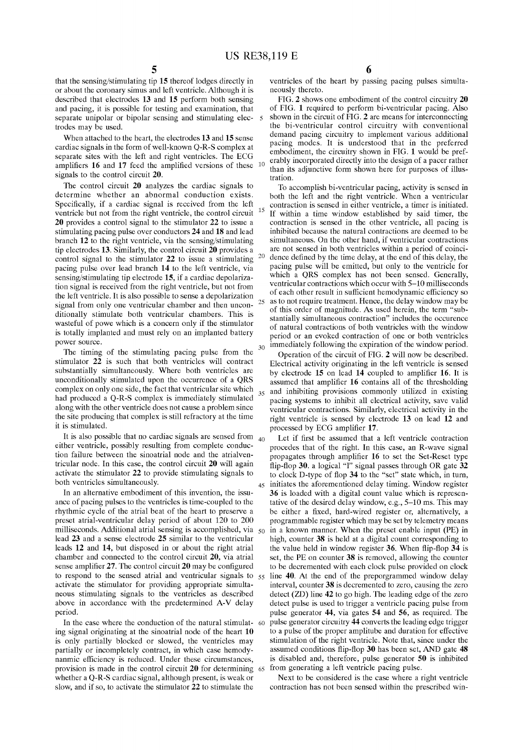that the sensing/stimulating tip 15 thereof lodges directly in or about the coronary simus and left ventricle. Although it is described that electrodes 13 and 15 perform both sensing and pacing, it is possible for testing and examination, that separate unipolar or bipolar sensing and stimulating electrodes may be used.

When attached to the heart, the electrodes 13 and 15 sense cardiac signals in the form of well-known Q-R-S complex at separate sites with the left and right ventricles. The ECG amplifiers 16 and 17 feed the amplified versions of these signals to the control circuit 20.

The control circuit 20 analyzes the cardiac signals to determine whether an abnormal conduction exists. Specifically, if a cardiac signal is received from the left ventricle but not from the right ventricle, the control circuit 20 provides a control signal to the stimulator 22 to issue a stimulating pacing pulse over conductors 24 and 18 and lead branch 12 to the right ventricle, via the sensing/stimulating tip electrodes 13. Similarly, the control circuit 20 provides a control signal to the stimulator 22 to issue a stimulating pacing pulse over lead branch 14 to the left ventricle, via sensing/stimulating tip electrode 15, if a cardiac depolarization signal is received from the right ventricle, but not from the left ventricle. It is also possible to sense a depolarization signal from only one ventricular chamber and then unconditionally stimulate both ventricular chambers. This is wasteful of powe which is a concern only if the stimulator is totally implanted and must rely on an implanted battery power source.

The timing of the stimulating pacing pulse from the stimulator 22 is such that both ventricles will contract substantially simultaneously. Where both ventricles are unconditionally stimulated upon the occurrence of a QRS complex on only one side, the fact that ventricular site which had produced a Q-R-S complex is immediately stimulated along with the other ventricle does not cause a problem since the site producing that complex is still refractory at the time it is stimulated.

It is also possible that no cardiac signals are sensed from either ventricle, possibly resulting from complete conduction failure between the sinoatrial node and the atrialventricular node. In this case, the control circuit 20 will again activate the stimulator 22 to provide stimulating signals to both ventricles simultaneously.

In an alternative embodiment of this invention, the issuance of pacing pulses to the ventricles is time-coupled to the rhythmic cycle of the atrial beat of the heart to preserve a preset atrial-ventricular delay period of about 120 to 200 milliseconds. Additional atrial sensing is accomplished, via lead 23 and a sense electrode 25 similar to the ventricular leads 12 and 14, but disposed in or about the right atrial chamber and connected to the control circuit 20, via atrial sense amplifier 27. The control circuit 20 may be configured to respond to the sensed atrial and ventricular signals to activate the stimulator for providing appropriate simultaneous stimulating signals to the ventricles as described above in accordance with the predetermined A-V delay period.

In the case where the conduction of the natural stimulating signal originating at the sinoatrial node of the heart 10 is only partially blocked or slowed, the ventricles may partially or incompletely contract, in which case hemodynanmic efficiency is reduced. Under these circumstances, provision is made in the control circuit 20 for determining whether a Q-R-S cardiac signal, although present, is weak or slow, and if so, to activate the stimulator 22 to stimulate the ventricles of the heart by passing pacing pulses simultaneously thereto.

FIG. 2 shows one embodiment of the control circuitry 20 of FIG. 1 required to perform bi-ventricular pacing. Also shown in the circuit of FIG. 2 are means for interconnecting the bi-ventricular control circuitry with conventional demand pacing circuitry to implement various additional pacing modes. It is understood that in the preferred embodiment, the circuitry shown in FIG. 1 would be preferably incorporated directly into the design of a pacer rather than its adjunctive form shown here for purposes of illustration.

To accomplish bi-ventricular pacing, activity is sensed in both the left and the right ventricle. When a ventricular contraction is sensed in either ventricle, a timer is initiated. If within a time window established by said timer, the contraction is sensed in the other ventricle, all pacing is inhibited because the natural contractions are deemed to be simultaneous. On the other hand, if ventricular contractions are not sensed in both ventricles within a period of coincidence defined by the time delay, at the end of this delay, the pacing pulse will be emitted, but only to the ventricle for which a QRS complex has not been sensed. Generally, ventricular contractions which occur with 5–10 milliseconds of each other result in sufficient hemodynamic efficiency so as to not require treatment. Hence, the delay window may be of this order of magnitude. As used herein, the term "substantially simultaneous contraction" includes the occurence of natural contractions of both ventricles with the window period or an evoked contraction of one or both ventricles immediately following the expiration of the window period.

Operation of the circuit of FIG. 2 will now be described. Electrical activity originating in the left ventricle is sensed by electrode 15 on lead 14 coupled to amplifier 16. It is assumed that amplifier 16 contains all of the thresholding and inhibiting provisions commonly utilized in existing pacing systems to inhibit all electrical activity, save valid ventricular contractions. Similarly, electrical activity in the right ventricle is sensed by electrode 13 on lead 12 and processed by ECG amplifier 17.

Let if first be assumed that a left ventricle contraction procedes that of the right. In this case, an R-wave signal propagates through amplifier 16 to set the Set-Reset type flip-flop 30. a logical "l" signal passes through OR gate 32 to clock D-type of flop 34 to the "set" state which, in turn, initiates the aforementioned delay timing. Window register 36 is loaded with a digital count value which is representative of the desired delay window, e.g., 5–10 ms. This may be either a fixed, hard-wired register or, alternatively, a programmable register which may be set by telemetry means in a known manner. When the preset enable input (PE) in high, counter 38 is held at a digital count corresponding to the value held in window register 36. When flip-flop 34 is set, the PE on counter 38 is removed, allowing the counter to be decremented with each clock pulse provided on clock line 40. At the end of the preporgrammed window delay interval, counter 38 is decremented to zero, causing the zero detect (ZD) line 42 to go high. The leading edge of the zero detect pulse is used to trigger a ventricle pacing pulse from pulse generator 44, via gates 54 and 56, as required. The pulse generator circuitry 44 converts the leading edge trigger to a pulse of the proper amplitube and duration for effective stimulation of the right ventricle. Note that, since under the assumed conditions flip-flop 30 has been set, AND gate 48 is disabled and, therefore, pulse generator 50 is inhibited from generating a left ventricle pacing pulse.

Next to be considered is the case where a right ventricle contraction has not been sensed within the prescribed win-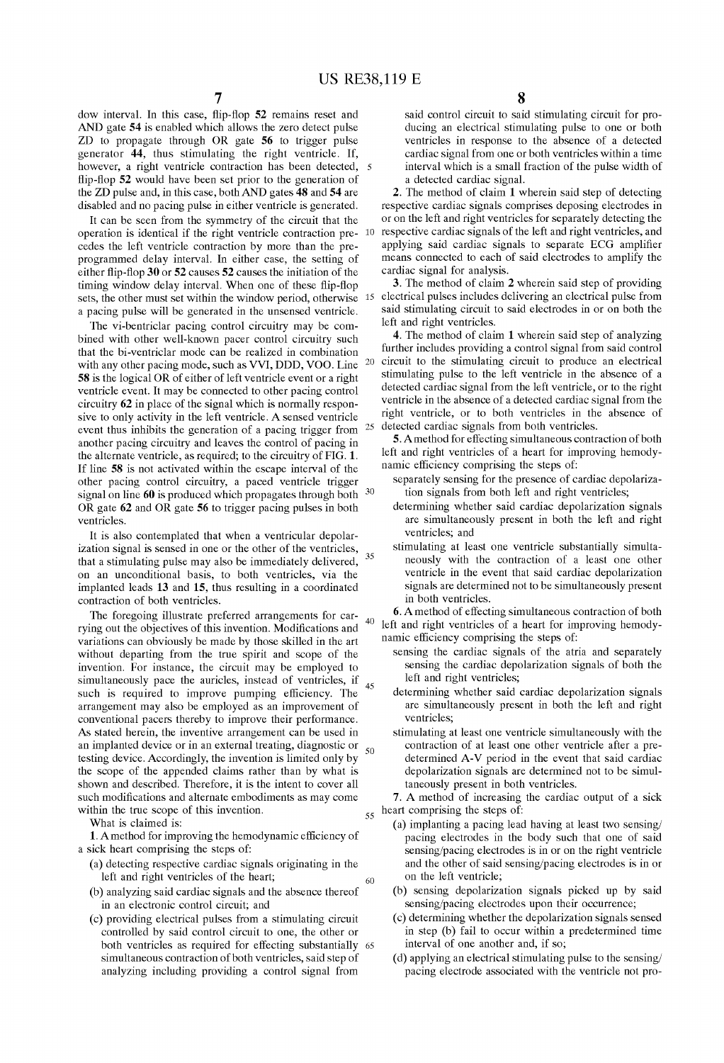dow interval. In this case, flip-flop 52 remains reset and AND gate 54 is enabled which allows the zero detect pulse ZD to propagate through OR gate 56 to trigger pulse generator 44, thus stimulating the right ventricle. If, however, a right ventricle contraction has been detected, flip-flop 52 would have been set prior to the generation of the ZD pulse and, in this case, both AND gates 48 and 54 are disabled and no pacing pulse in either ventricle is generated.

It can be seen from the symmetry of the circuit that the operation is identical if the right ventricle contraction precedes the left ventricle contraction by more than the preprogrammed delay interval. In either case, the setting of either flip-flop 30 or 52 causes 52 causes the initiation of the timing window delay interval. When one of these flip-flop sets, the other must set within the window period, otherwise a pacing pulse will be generated in the unsensed ventricle.

The vi-bentriclar pacing control circuitry may be combined with other well-known pacer control circuitry such that the bi-ventriclar mode can be realized in combination with any other pacing mode, such as VVI, DDD, VOO. Line 58 is the logical OR of either of left ventricle event or a right ventricle event. It may be connected to other pacing control circuitry 62 in place of the signal which is normally responsive to only activity in the left ventricle. A sensed ventricle event thus inhibits the generation of a pacing trigger from another pacing circuitry and leaves the control of pacing in the alternate ventricle, as required; to the circuitry of FIG. 1. If line 58 is not activated within the escape interval of the other pacing control circuitry, a paced ventricle trigger signal on line 60 is produced which propagates through both OR gate 62 and OR gate 56 to trigger pacing pulses in both ventricles.

It is also contemplated that when a ventricular depolarization signal is sensed in one or the other of the ventricles, that a stimulating pulse may also be immediately delivered, on an unconditional basis, to both ventricles, via the implanted leads 13 and 15, thus resulting in a coordinated contraction of both ventricles.

The foregoing illustrate preferred arrangements for carrying out the objectives of this invention. Modifications and variations can obviously be made by those skilled in the art without departing from the true spirit and scope of the invention. For instance, the circuit may be employed to simultaneously pace the auricles, instead of ventricles, if such is required to improve pumping efficiency. The arrangement may also be employed as an improvement of conventional pacers thereby to improve their performance. As stated herein, the inventive arrangement can be used in an implanted device or in an external treating, diagnostic or testing device. Accordingly, the invention is limited only by the scope of the appended claims rather than by what is shown and described. Therefore, it is the intent to cover all such modifications and alternate embodiments as may come within the true scope of this invention.

What is claimed is:

1. A method for improving the hemodynamic efficiency of a sick heart comprising the steps of:
   - (a) detecting respective cardiac signals originating in the left and right ventricles of the heart;
   - (b) analyzing said cardiac signals and the absence thereof in an electronic control circuit; and
   - (c) providing electrical pulses from a stimulating circuit controlled by said control circuit to one, the other or both ventricles as required for effecting substantially simultaneous contraction of both ventricles, said step of analyzing including providing a control signal from said control circuit to said stimulating circuit for producing an electrical stimulating pulse to one or both ventricles in response to the absence of a detected cardiac signal from one or both ventricles within a time interval which is a small fraction of the pulse width of a detected cardiac signal.

2. The method of claim 1 wherein said step of detecting respective cardiac signals comprises deposing electrodes in or on the left and right ventricles for separately detecting the respective cardiac signals of the left and right ventricles, and applying said cardiac signals to separate ECG amplifier means connected to each of said electrodes to amplify the cardiac signal for analysis.

3. The method of claim 2 wherein said step of providing electrical pulses includes delivering an electrical pulse from said stimulating circuit to said electrodes in or on both the left and right ventricles.

4. The method of claim 1 wherein said step of analyzing further includes providing a control signal from said control circuit to the stimulating circuit to produce an electrical stimulating pulse to the left ventricle in the absence of a detected cardiac signal from the left ventricle, or to the right ventricle in the absence of a detected cardiac signal from the right ventricle, or to both ventricles in the absence of detected cardiac signals from both ventricles.

5. A method for effecting simultaneous contraction of both left and right ventricles of a heart for improving hemodynamic efficiency comprising the steps of:
   - separately sensing for the presence of cardiac depolarization signals from both left and right ventricles;
   - determining whether said cardiac depolarization signals are simultaneously present in both the left and right ventricles; and
   - stimulating at least one ventricle substantially simultaneously with the contraction of a least one other ventricle in the event that said cardiac depolarization signals are determined not to be simultaneously present in both ventricles.

6. A method of effecting simultaneous contraction of both left and right ventricles of a heart for improving hemodynamic efficiency comprising the steps of:
   - sensing the cardiac signals of the atria and separately sensing the cardiac depolarization signals of both the left and right ventricles;
   - determining whether said cardiac depolarization signals are simultaneously present in both the left and right ventricles;
   - stimulating at least one ventricle simultaneously with the contraction of at least one other ventricle after a predetermined A-V period in the event that said cardiac depolarization signals are determined not to be simultaneously present in both ventricles.

7. A method of increasing the cardiac output of a sick heart comprising the steps of:
   - (a) implanting a pacing lead having at least two sensing/pacing electrodes in the body such that one of said sensing/pacing electrodes is in or on the right ventricle and the other of said sensing/pacing electrodes is in or on the left ventricle;
   - (b) sensing depolarization signals picked up by said sensing/pacing electrodes upon their occurrence;
   - (c) determining whether the depolarization signals sensed in step (b) fail to occur within a predetermined time interval of one another and, if so;
   - (d) applying an electrical stimulating pulse to the sensing/pacing electrode associated with the ventricle not pro-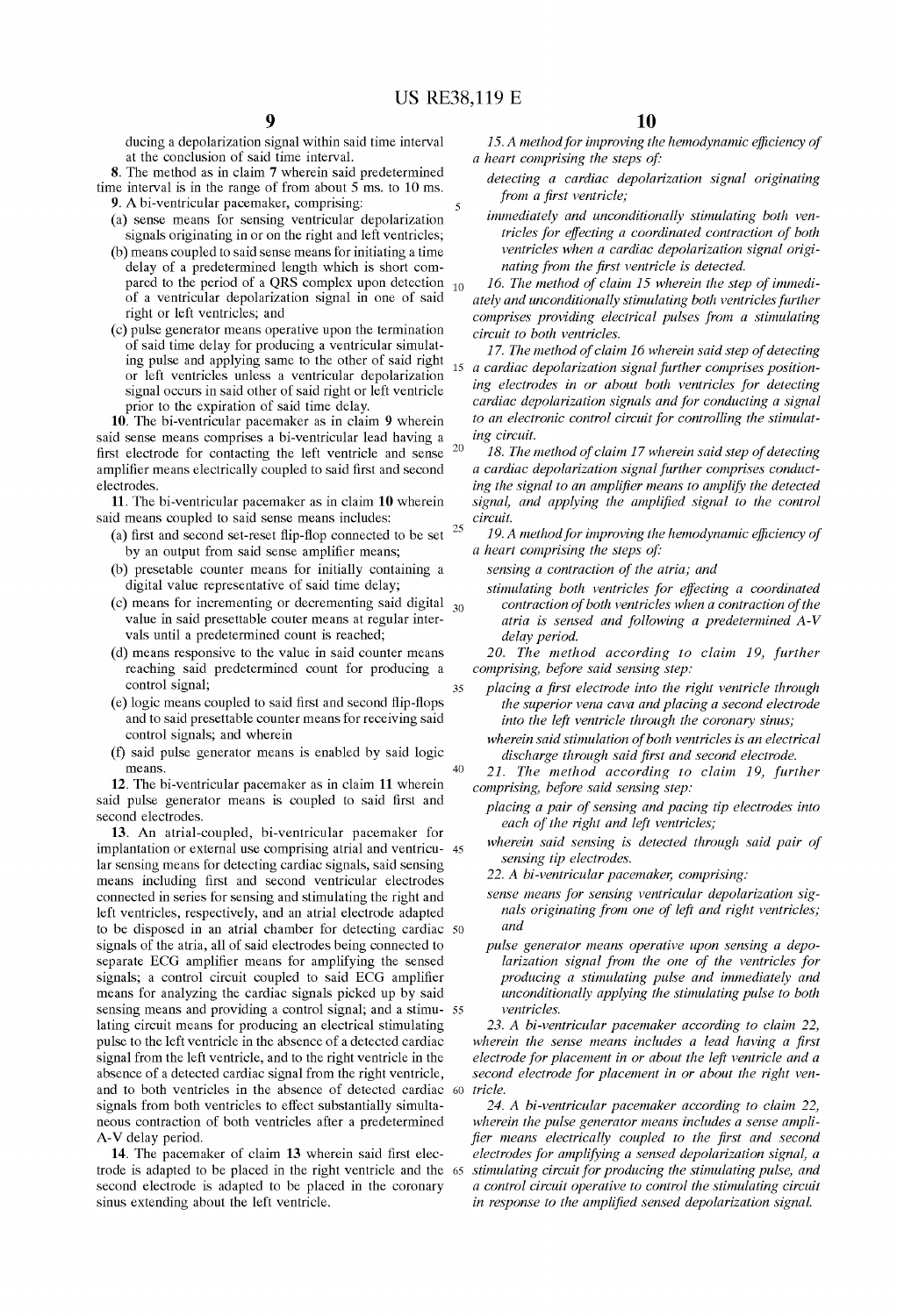ducing a depolarization signal within said time interval at the conclusion of said time interval.

**8**. The method as in claim **7** wherein said predetermined time interval is in the range of from about 5 ms. to 10 ms.

**9**. A bi-ventricular pacemaker, comprising:

(a) sense means for sensing ventricular depolarization signals originating in or on the right and left ventricles;

(b) means coupled to said sense means for initiating a time delay of a predetermined length which is short compared to the period of a QRS complex upon detection of a ventricular depolarization signal in one of said right or left ventricles; and

(c) pulse generator means operative upon the termination of said time delay for producing a ventricular simulating pulse and applying same to the other of said right or left ventricles unless a ventricular depolarization signal occurs in said other of said right or left ventricle prior to the expiration of said time delay.

**10**. The bi-ventricular pacemaker as in claim **9** wherein said sense means comprises a bi-ventricular lead having a first electrode for contacting the left ventricle and sense amplifier means electrically coupled to said first and second electrodes.

**11**. The bi-ventricular pacemaker as in claim **10** wherein said means coupled to said sense means includes:

(a) first and second set-reset flip-flop connected to be set by an output from said sense amplifier means;

(b) presetable counter means for initially containing a digital value representative of said time delay;

(c) means for incrementing or decrementing said digital value in said presettable couter means at regular intervals until a predetermined count is reached;

(d) means responsive to the value in said counter means reaching said predetermined count for producing a control signal;

(e) logic means coupled to said first and second flip-flops and to said presettable counter means for receiving said control signals; and wherein

(f) said pulse generator means is enabled by said logic means.

**12**. The bi-ventricular pacemaker as in claim **11** wherein said pulse generator means is coupled to said first and second electrodes.

**13**. An atrial-coupled, bi-ventricular pacemaker for implantation or external use comprising atrial and ventricular sensing means for detecting cardiac signals, said sensing means including first and second ventricular electrodes connected in series for sensing and stimulating the right and left ventricles, respectively, and an atrial electrode adapted to be disposed in an atrial chamber for detecting cardiac signals of the atria, all of said electrodes being connected to separate ECG amplifier means for amplifying the sensed signals; a control circuit coupled to said ECG amplifier means for analyzing the cardiac signals picked up by said sensing means and providing a control signal; and a stimulating circuit means for producing an electrical stimulating pulse to the left ventricle in the absence of a detected cardiac signal from the left ventricle, and to the right ventricle in the absence of a detected cardiac signal from the right ventricle, and to both ventricles in the absence of detected cardiac signals from both ventricles to effect substantially simultaneous contraction of both ventricles after a predetermined A-V delay period.

**14**. The pacemaker of claim **13** wherein said first electrode is adapted to be placed in the right ventricle and the second electrode is adapted to be placed in the coronary sinus extending about the left ventricle.

*15. A method for improving the hemodynamic efficiency of a heart comprising the steps of:*

*detecting a cardiac depolarization signal originating from a first ventricle;*

*immediately and unconditionally stimulating both ventricles for effecting a coordinated contraction of both ventricles when a cardiac depolarization signal originating from the first ventricle is detected.*

*16. The method of claim 15 wherein the step of immediately and unconditionally stimulating both ventricles further comprises providing electrical pulses from a stimulating circuit to both ventricles.*

*17. The method of claim 16 wherein said step of detecting a cardiac depolarization signal further comprises positioning electrodes in or about both ventricles for detecting cardiac depolarization signals and for conducting a signal to an electronic control circuit for controlling the stimulating circuit.*

*18. The method of claim 17 wherein said step of detecting a cardiac depolarization signal further comprises conducting the signal to an amplifier means to amplify the detected signal, and applying the amplified signal to the control circuit.*

*19. A method for improving the hemodynamic efficiency of a heart comprising the steps of:*

*sensing a contraction of the atria; and*

*stimulating both ventricles for effecting a coordinated contraction of both ventricles when a contraction of the atria is sensed and following a predetermined A-V delay period.*

*20. The method according to claim 19, further comprising, before said sensing step:*

*placing a first electrode into the right ventricle through the superior vena cava and placing a second electrode into the left ventricle through the coronary sinus;*

*wherein said stimulation of both ventricles is an electrical discharge through said first and second electrode.*

*21. The method according to claim 19, further comprising, before said sensing step:*

*placing a pair of sensing and pacing tip electrodes into each of the right and left ventricles;*

*wherein said sensing is detected through said pair of sensing tip electrodes.*

*22. A bi-ventricular pacemaker, comprising:*

*sense means for sensing ventricular depolarization signals originating from one of left and right ventricles; and*

*pulse generator means operative upon sensing a depolarization signal from the one of the ventricles for producing a stimulating pulse and immediately and unconditionally applying the stimulating pulse to both ventricles.*

*23. A bi-ventricular pacemaker according to claim 22, wherein the sense means includes a lead having a first electrode for placement in or about the left ventricle and a second electrode for placement in or about the right ventricle.*

*24. A bi-ventricular pacemaker according to claim 22, wherein the pulse generator means includes a sense amplifier means electrically coupled to the first and second electrodes for amplifying a sensed depolarization signal, a stimulating circuit for producing the stimulating pulse, and a control circuit operative to control the stimulating circuit in response to the amplified sensed depolarization signal.*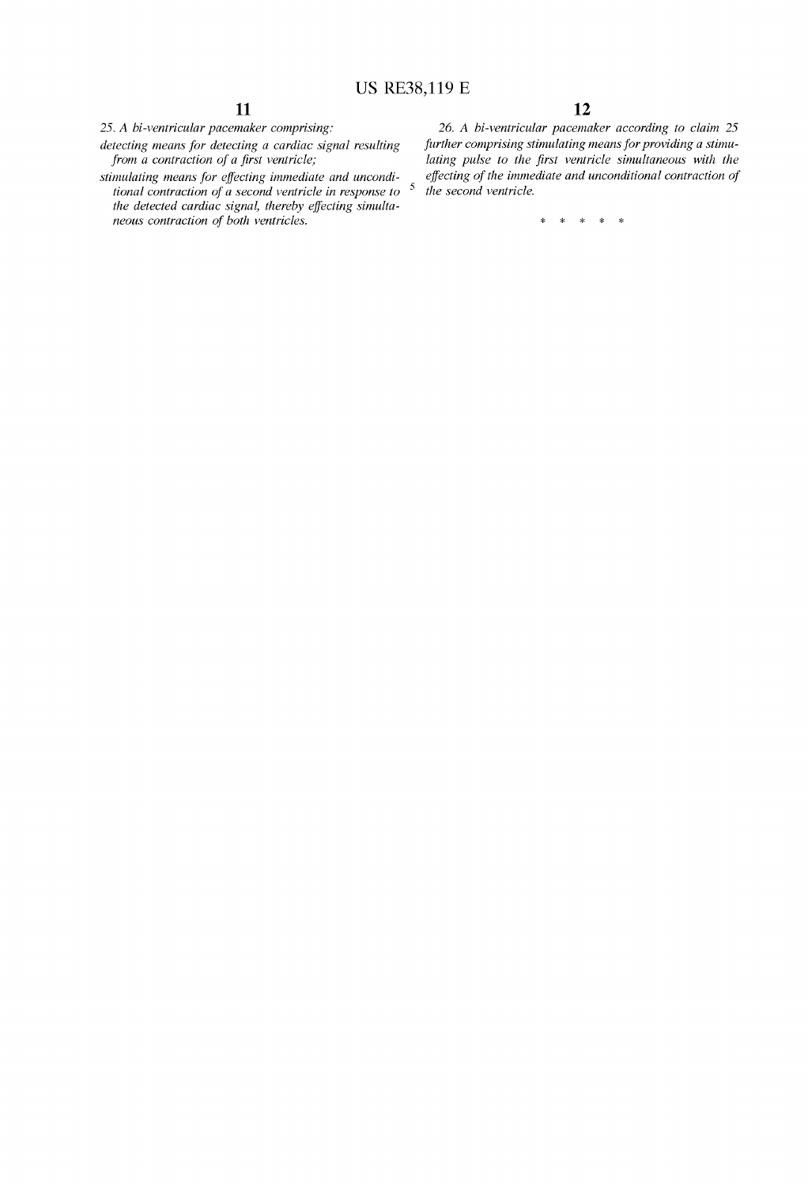*25. A bi-ventricular pacemaker comprising:*

*detecting means for detecting a cardiac signal resulting from a contraction of a first ventricle;*

*stimulating means for effecting immediate and unconditional contraction of a second ventricle in response to the detected cardiac signal, thereby effecting simultaneous contraction of both ventricles.*

*26. A bi-ventricular pacemaker according to claim 25 further comprising stimulating means for providing a stimulating pulse to the first ventricle simultaneous with the effecting of the immediate and unconditional contraction of the second ventricle.*

\* \* \* \* \*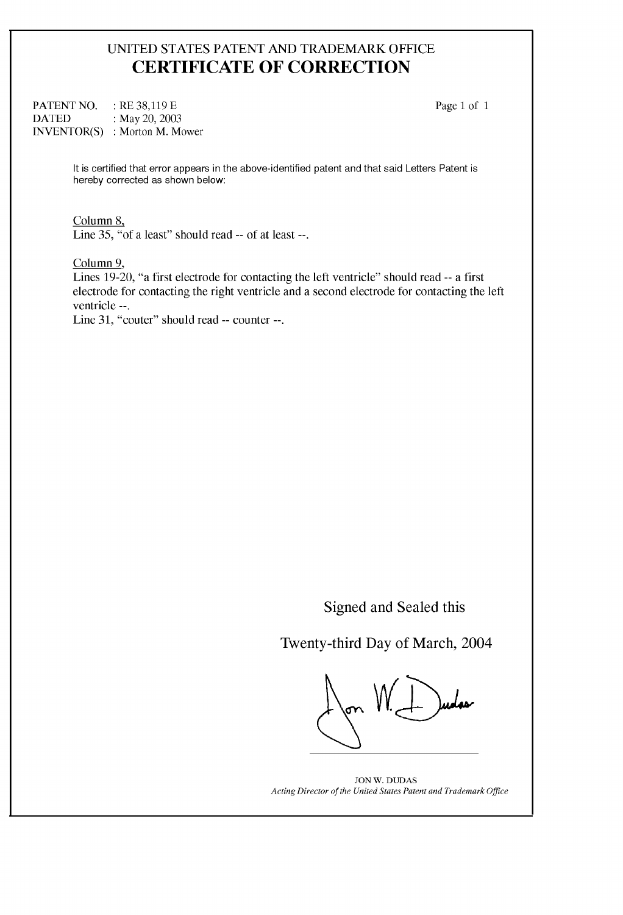UNITED STATES PATENT AND TRADEMARK OFFICE

# CERTIFICATE OF CORRECTION

PATENT NO. : RE 38,119 E
DATED : May 20, 2003
INVENTOR(S) : Morton M. Mower

It is certified that error appears in the above-identified patent and that said Letters Patent is hereby corrected as shown below:

Column 8,
Line 35, "of a least" should read -- of at least --.

Column 9,
Lines 19-20, "a first electrode for contacting the left ventricle" should read -- a first electrode for contacting the right ventricle and a second electrode for contacting the left ventricle --.
Line 31, "couter" should read -- counter --.

Signed and Sealed this

Twenty-third Day of March, 2004

JON W. DUDAS
*Acting Director of the United States Patent and Trademark Office*